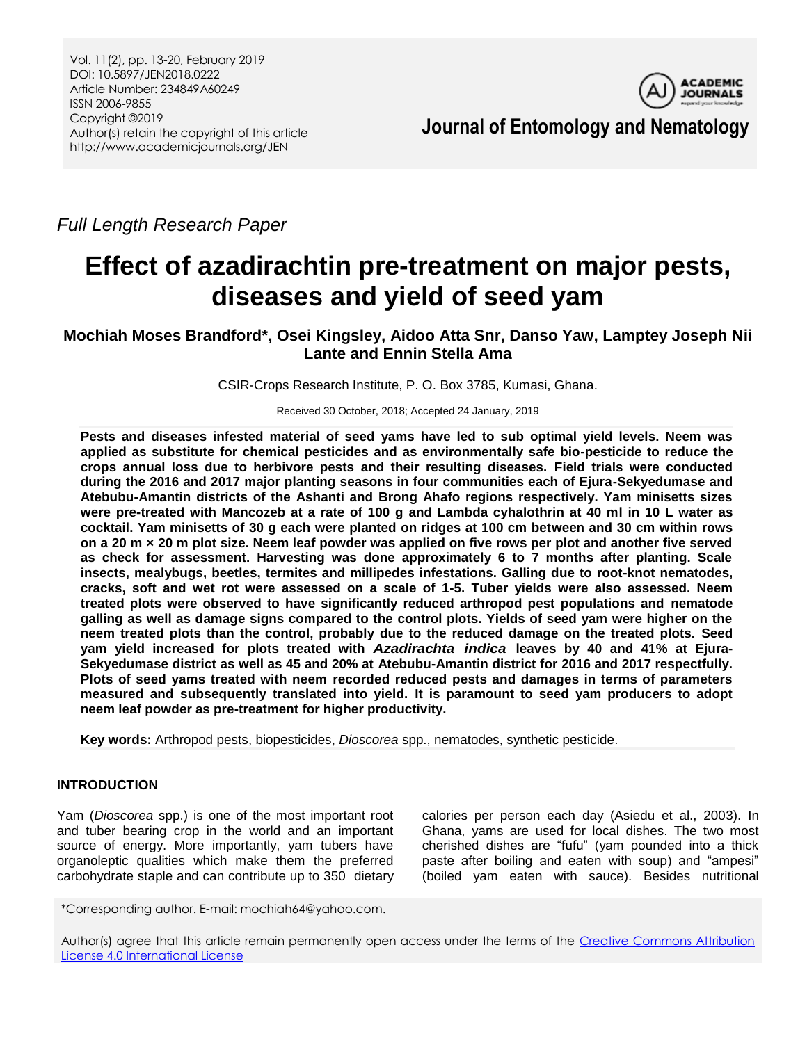Full Length Research Paper

# Effect of azadirachtin pre-treatment on major pests, diseases and yield of seed yam

**Mochiah Moses Brandford*, Osei Kingsley, Aidoo Atta Snr, Danso Yaw, Lamptey Joseph Nii Lante and Ennin Stella Ama**

CSIR-Crops Research Institute, P. O. Box 3785, Kumasi, Ghana.

Received 30 October, 2018; Accepted 24 January, 2019

**Pests and diseases infested material of seed yams have led to sub optimal yield levels. Neem was applied as substitute for chemical pesticides and as environmentally safe bio-pesticide to reduce the crops annual loss due to herbivore pests and their resulting diseases. Field trials were conducted during the 2016 and 2017 major planting seasons in four communities each of Ejura-Sekyedumase and Atebubu-Amantin districts of the Ashanti and Brong Ahafo regions respectively. Yam minisetts sizes were pre-treated with Mancozeb at a rate of 100 g and Lambda cyhalothrin at 40 ml in 10 L water as cocktail. Yam minisetts of 30 g each were planted on ridges at 100 cm between and 30 cm within rows on a 20 m × 20 m plot size. Neem leaf powder was applied on five rows per plot and another five served as check for assessment. Harvesting was done approximately 6 to 7 months after planting. Scale insects, mealybugs, beetles, termites and millipedes infestations. Galling due to root-knot nematodes, cracks, soft and wet rot were assessed on a scale of 1-5. Tuber yields were also assessed. Neem treated plots were observed to have significantly reduced arthropod pest populations and nematode galling as well as damage signs compared to the control plots. Yields of seed yam were higher on the neem treated plots than the control, probably due to the reduced damage on the treated plots. Seed yam yield increased for plots treated with *Azadirachta indica* leaves by 40 and 41% at Ejura-Sekyedumase district as well as 45 and 20% at Atebubu-Amantin district for 2016 and 2017 respectfully. Plots of seed yams treated with neem recorded reduced pests and damages in terms of parameters measured and subsequently translated into yield. It is paramount to seed yam producers to adopt neem leaf powder as pre-treatment for higher productivity.**

**Key words:** Arthropod pests, biopesticides, *Dioscorea* spp., nematodes, synthetic pesticide.

## INTRODUCTION

Yam (*Dioscorea* spp.) is one of the most important root and tuber bearing crop in the world and an important source of energy. More importantly, yam tubers have organoleptic qualities which make them the preferred carbohydrate staple and can contribute up to 350 dietary calories per person each day (Asiedu et al., 2003). In Ghana, yams are used for local dishes. The two most cherished dishes are "fufu" (yam pounded into a thick paste after boiling and eaten with soup) and "ampesi" (boiled yam eaten with sauce). Besides nutritional

*Corresponding author. E-mail: mochiah64@yahoo.com.

Author(s) agree that this article remain permanently open access under the terms of the Creative Commons Attribution License 4.0 International License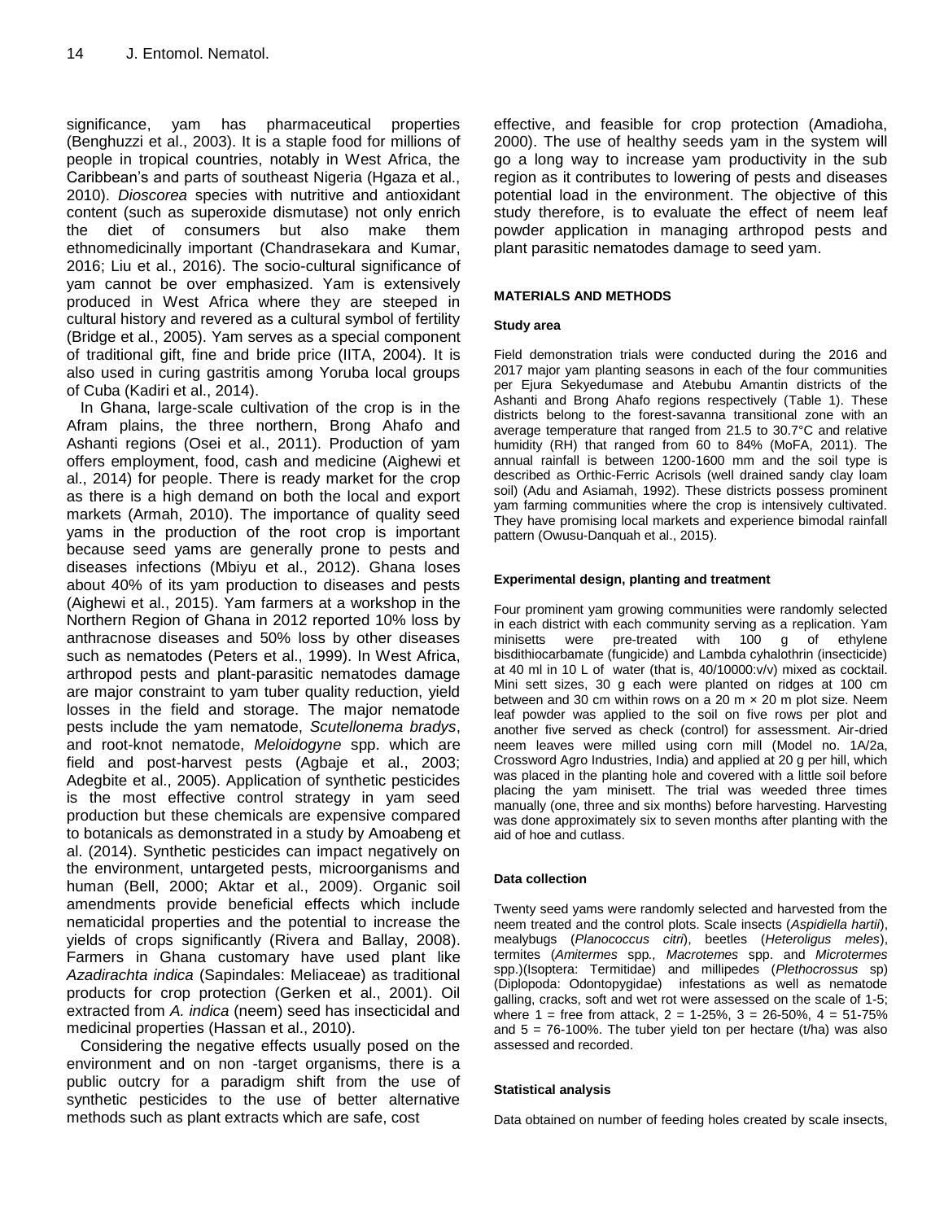significance, yam has pharmaceutical properties (Benghuzzi et al., 2003). It is a staple food for millions of people in tropical countries, notably in West Africa, the Caribbean's and parts of southeast Nigeria (Hgaza et al., 2010). *Dioscorea* species with nutritive and antioxidant content (such as superoxide dismutase) not only enrich the diet of consumers but also make them ethnomedicinally important (Chandrasekara and Kumar, 2016; Liu et al., 2016). The socio-cultural significance of yam cannot be over emphasized. Yam is extensively produced in West Africa where they are steeped in cultural history and revered as a cultural symbol of fertility (Bridge et al., 2005). Yam serves as a special component of traditional gift, fine and bride price (IITA, 2004). It is also used in curing gastritis among Yoruba local groups of Cuba (Kadiri et al., 2014).

In Ghana, large-scale cultivation of the crop is in the Afram plains, the three northern, Brong Ahafo and Ashanti regions (Osei et al., 2011). Production of yam offers employment, food, cash and medicine (Aighewi et al., 2014) for people. There is ready market for the crop as there is a high demand on both the local and export markets (Armah, 2010). The importance of quality seed yams in the production of the root crop is important because seed yams are generally prone to pests and diseases infections (Mbiyu et al., 2012). Ghana loses about 40% of its yam production to diseases and pests (Aighewi et al., 2015). Yam farmers at a workshop in the Northern Region of Ghana in 2012 reported 10% loss by anthracnose diseases and 50% loss by other diseases such as nematodes (Peters et al., 1999). In West Africa, arthropod pests and plant-parasitic nematodes damage are major constraint to yam tuber quality reduction, yield losses in the field and storage. The major nematode pests include the yam nematode, *Scutellonema bradys*, and root-knot nematode, *Meloidogyne* spp. which are field and post-harvest pests (Agbaje et al., 2003; Adegbite et al., 2005). Application of synthetic pesticides is the most effective control strategy in yam seed production but these chemicals are expensive compared to botanicals as demonstrated in a study by Amoabeng et al. (2014). Synthetic pesticides can impact negatively on the environment, untargeted pests, microorganisms and human (Bell, 2000; Aktar et al., 2009). Organic soil amendments provide beneficial effects which include nematicidal properties and the potential to increase the yields of crops significantly (Rivera and Ballay, 2008). Farmers in Ghana customary have used plant like *Azadirachta indica* (Sapindales: Meliaceae) as traditional products for crop protection (Gerken et al., 2001). Oil extracted from *A. indica* (neem) seed has insecticidal and medicinal properties (Hassan et al., 2010).

Considering the negative effects usually posed on the environment and on non -target organisms, there is a public outcry for a paradigm shift from the use of synthetic pesticides to the use of better alternative methods such as plant extracts which are safe, cost effective, and feasible for crop protection (Amadioha, 2000). The use of healthy seeds yam in the system will go a long way to increase yam productivity in the sub region as it contributes to lowering of pests and diseases potential load in the environment. The objective of this study therefore, is to evaluate the effect of neem leaf powder application in managing arthropod pests and plant parasitic nematodes damage to seed yam.

## MATERIALS AND METHODS

### Study area

Field demonstration trials were conducted during the 2016 and 2017 major yam planting seasons in each of the four communities per Ejura Sekyedumase and Atebubu Amantin districts of the Ashanti and Brong Ahafo regions respectively (Table 1). These districts belong to the forest-savanna transitional zone with an average temperature that ranged from 21.5 to 30.7°C and relative humidity (RH) that ranged from 60 to 84% (MoFA, 2011). The annual rainfall is between 1200-1600 mm and the soil type is described as Orthic-Ferric Acrisols (well drained sandy clay loam soil) (Adu and Asiamah, 1992). These districts possess prominent yam farming communities where the crop is intensively cultivated. They have promising local markets and experience bimodal rainfall pattern (Owusu-Danquah et al., 2015).

### Experimental design, planting and treatment

Four prominent yam growing communities were randomly selected in each district with each community serving as a replication. Yam minisetts were pre-treated with 100 g of ethylene bisdithiocarbamate (fungicide) and Lambda cyhalothrin (insecticide) at 40 ml in 10 L of water (that is, 40/10000:v/v) mixed as cocktail. Mini sett sizes, 30 g each were planted on ridges at 100 cm between and 30 cm within rows on a 20 m × 20 m plot size. Neem leaf powder was applied to the soil on five rows per plot and another five served as check (control) for assessment. Air-dried neem leaves were milled using corn mill (Model no. 1A/2a, Crossword Agro Industries, India) and applied at 20 g per hill, which was placed in the planting hole and covered with a little soil before placing the yam minisett. The trial was weeded three times manually (one, three and six months) before harvesting. Harvesting was done approximately six to seven months after planting with the aid of hoe and cutlass.

### Data collection

Twenty seed yams were randomly selected and harvested from the neem treated and the control plots. Scale insects (*Aspidiella hartii*), mealybugs (*Planococcus citri*), beetles (*Heteroligus meles*), termites (*Amitermes* spp., *Macrotemes* spp. and *Microtermes* spp.)(Isoptera: Termitidae) and millipedes (*Plethocrossus* sp) (Diplopoda: Odontopygidae) infestations as well as nematode galling, cracks, soft and wet rot were assessed on the scale of 1-5; where 1 = free from attack, 2 = 1-25%, 3 = 26-50%, 4 = 51-75% and 5 = 76-100%. The tuber yield ton per hectare (t/ha) was also assessed and recorded.

### Statistical analysis

Data obtained on number of feeding holes created by scale insects,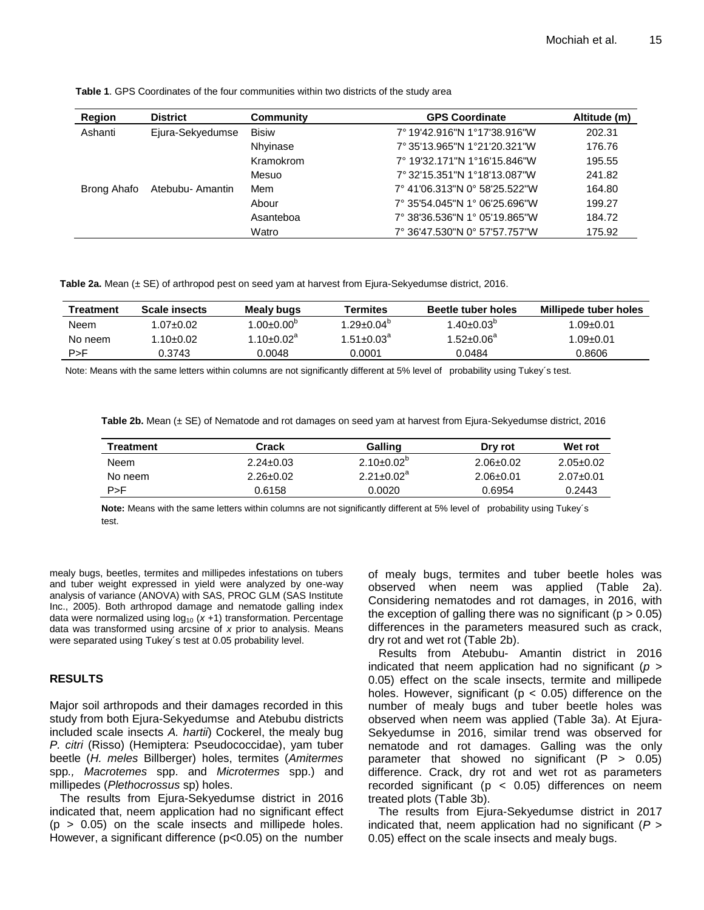**Table 1**. GPS Coordinates of the four communities within two districts of the study area

| Region | District | Community | GPS Coordinate | Altitude (m) |
|---|---|---|---|---|
| Ashanti | Ejura-Sekyedumse | Bisiw | 7° 19'42.916"N 1°17'38.916"W | 202.31 |
| | | Nhyinase | 7° 35'13.965"N 1°21'20.321"W | 176.76 |
| | | Kramokrom | 7° 19'32.171"N 1°16'15.846"W | 195.55 |
| | | Mesuo | 7° 32'15.351"N 1°18'13.087"W | 241.82 |
| Brong Ahafo | Atebubu- Amantin | Mem | 7° 41'06.313"N 0° 58'25.522"W | 164.80 |
| | | Abour | 7° 35'54.045"N 1° 06'25.696"W | 199.27 |
| | | Asanteboa | 7° 38'36.536"N 1° 05'19.865"W | 184.72 |
| | | Watro | 7° 36'47.530"N 0° 57'57.757"W | 175.92 |

**Table 2a.** Mean (± SE) of arthropod pest on seed yam at harvest from Ejura-Sekyedumse district, 2016.

| Treatment | Scale insects | Mealy bugs | Termites | Beetle tuber holes | Millipede tuber holes |
|---|---|---|---|---|---|
| Neem | 1.07±0.02 | 1.00±0.00[b] | 1.29±0.04[b] | 1.40±0.03[b] | 1.09±0.01 |
| No neem | 1.10±0.02 | 1.10±0.02[a] | 1.51±0.03[a] | 1.52±0.06[a] | 1.09±0.01 |
| P>F | 0.3743 | 0.0048 | 0.0001 | 0.0484 | 0.8606 |

Note: Means with the same letters within columns are not significantly different at 5% level of probability using Tukey´s test.

**Table 2b.** Mean (± SE) of Nematode and rot damages on seed yam at harvest from Ejura-Sekyedumse district, 2016

| Treatment | Crack | Galling | Dry rot | Wet rot |
|---|---|---|---|---|
| Neem | 2.24±0.03 | 2.10±0.02[b] | 2.06±0.02 | 2.05±0.02 |
| No neem | 2.26±0.02 | 2.21±0.02[a] | 2.06±0.01 | 2.07±0.01 |
| P>F | 0.6158 | 0.0020 | 0.6954 | 0.2443 |

**Note:** Means with the same letters within columns are not significantly different at 5% level of probability using Tukey´s test.

mealy bugs, beetles, termites and millipedes infestations on tubers and tuber weight expressed in yield were analyzed by one-way analysis of variance (ANOVA) with SAS, PROC GLM (SAS Institute Inc., 2005). Both arthropod damage and nematode galling index data were normalized using $\log_{10}(x+1)$ transformation. Percentage data was transformed using arcsine of *x* prior to analysis. Means were separated using Tukey´s test at 0.05 probability level.

## RESULTS

Major soil arthropods and their damages recorded in this study from both Ejura-Sekyedumse and Atebubu districts included scale insects *A. hartii*) Cockerel, the mealy bug *P. citri* (Risso) (Hemiptera: Pseudococcidae), yam tuber beetle (*H. meles* Billberger) holes, termites (*Amitermes* spp*., Macrotemes* spp. and *Microtermes* spp.) and millipedes (*Plethocrossus* sp) holes.

The results from Ejura-Sekyedumse district in 2016 indicated that, neem application had no significant effect ($p > 0.05$) on the scale insects and millipede holes. However, a significant difference ($p<0.05$) on the number of mealy bugs, termites and tuber beetle holes was observed when neem was applied (Table 2a). Considering nematodes and rot damages, in 2016, with the exception of galling there was no significant ($p > 0.05$) differences in the parameters measured such as crack, dry rot and wet rot (Table 2b).

Results from Atebubu- Amantin district in 2016 indicated that neem application had no significant ($p > 0.05$) effect on the scale insects, termite and millipede holes. However, significant ($p < 0.05$) difference on the number of mealy bugs and tuber beetle holes was observed when neem was applied (Table 3a). At Ejura-Sekyedumse in 2016, similar trend was observed for nematode and rot damages. Galling was the only parameter that showed no significant ($P > 0.05$) difference. Crack, dry rot and wet rot as parameters recorded significant ($p < 0.05$) differences on neem treated plots (Table 3b).

The results from Ejura-Sekyedumse district in 2017 indicated that, neem application had no significant ($P > 0.05$) effect on the scale insects and mealy bugs.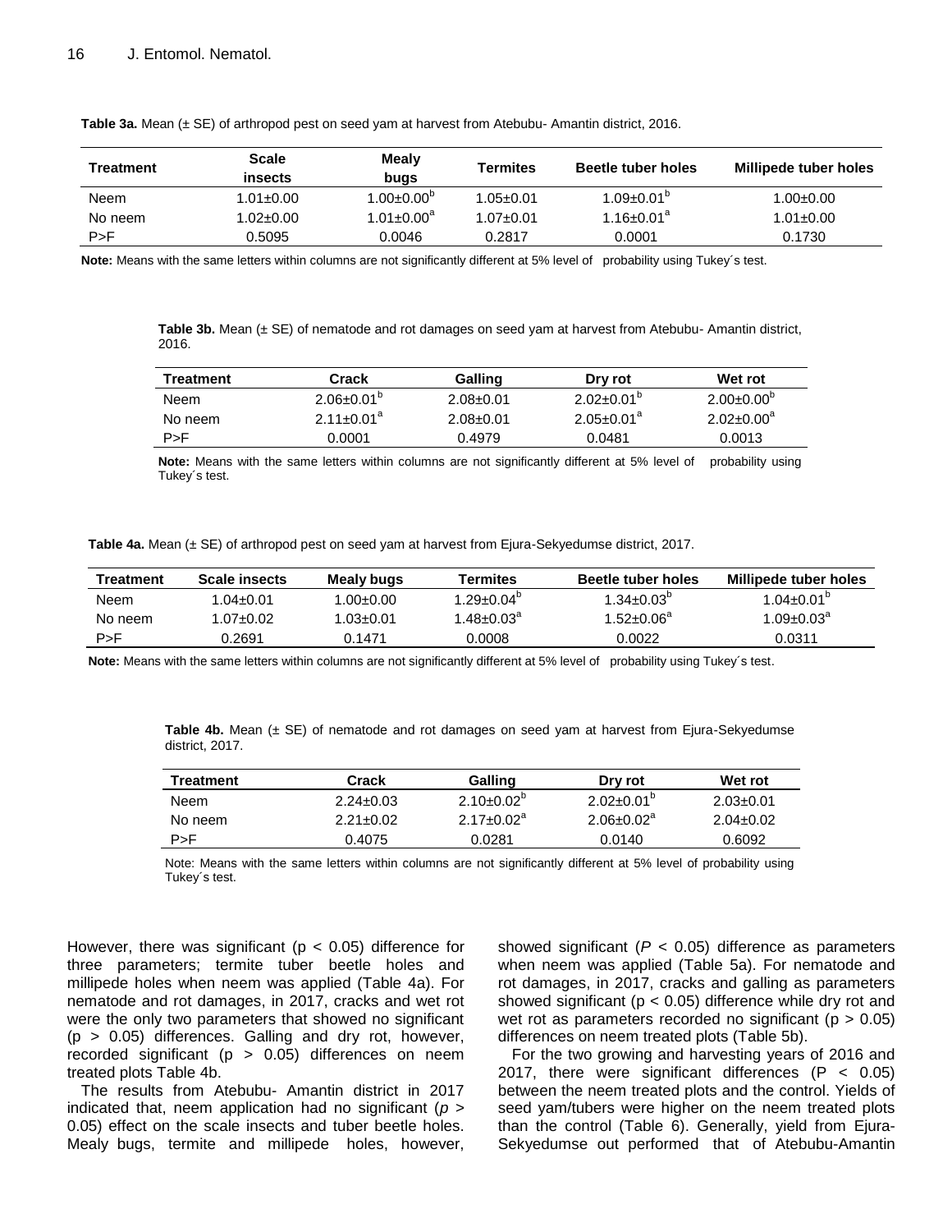**Table 3a.** Mean (± SE) of arthropod pest on seed yam at harvest from Atebubu- Amantin district, 2016.

| Treatment | Scale insects | Mealy bugs | Termites | Beetle tuber holes | Millipede tuber holes |
|---|---|---|---|---|---|
| Neem | 1.01±0.00 | 1.00±0.00[b] | 1.05±0.01 | 1.09±0.01[b] | 1.00±0.00 |
| No neem | 1.02±0.00 | 1.01±0.00[a] | 1.07±0.01 | 1.16±0.01[a] | 1.01±0.00 |
| P>F | 0.5095 | 0.0046 | 0.2817 | 0.0001 | 0.1730 |

**Note:** Means with the same letters within columns are not significantly different at 5% level of probability using Tukey´s test.

**Table 3b.** Mean (± SE) of nematode and rot damages on seed yam at harvest from Atebubu- Amantin district, 2016.

| Treatment | Crack | Galling | Dry rot | Wet rot |
|---|---|---|---|---|
| Neem | 2.06±0.01[b] | 2.08±0.01 | 2.02±0.01[b] | 2.00±0.00[b] |
| No neem | 2.11±0.01[a] | 2.08±0.01 | 2.05±0.01[a] | 2.02±0.00[a] |
| P>F | 0.0001 | 0.4979 | 0.0481 | 0.0013 |

**Note:** Means with the same letters within columns are not significantly different at 5% level of probability using Tukey´s test.

**Table 4a.** Mean (± SE) of arthropod pest on seed yam at harvest from Ejura-Sekyedumse district, 2017.

| Treatment | Scale insects | Mealy bugs | Termites | Beetle tuber holes | Millipede tuber holes |
|---|---|---|---|---|---|
| Neem | 1.04±0.01 | 1.00±0.00 | 1.29±0.04[b] | 1.34±0.03[b] | 1.04±0.01[b] |
| No neem | 1.07±0.02 | 1.03±0.01 | 1.48±0.03[a] | 1.52±0.06[a] | 1.09±0.03[a] |
| P>F | 0.2691 | 0.1471 | 0.0008 | 0.0022 | 0.0311 |

**Note:** Means with the same letters within columns are not significantly different at 5% level of probability using Tukey´s test.

**Table 4b.** Mean (± SE) of nematode and rot damages on seed yam at harvest from Ejura-Sekyedumse district, 2017.

| Treatment | Crack | Galling | Dry rot | Wet rot |
|---|---|---|---|---|
| Neem | 2.24±0.03 | 2.10±0.02[b] | 2.02±0.01[b] | 2.03±0.01 |
| No neem | 2.21±0.02 | 2.17±0.02[a] | 2.06±0.02[a] | 2.04±0.02 |
| P>F | 0.4075 | 0.0281 | 0.0140 | 0.6092 |

Note: Means with the same letters within columns are not significantly different at 5% level of probability using Tukey´s test.

However, there was significant ($p < 0.05$) difference for three parameters; termite tuber beetle holes and millipede holes when neem was applied (Table 4a). For nematode and rot damages, in 2017, cracks and wet rot were the only two parameters that showed no significant ($p > 0.05$) differences. Galling and dry rot, however, recorded significant ($p > 0.05$) differences on neem treated plots Table 4b.

The results from Atebubu- Amantin district in 2017 indicated that, neem application had no significant ($p > 0.05$) effect on the scale insects and tuber beetle holes. Mealy bugs, termite and millipede holes, however, showed significant ($P < 0.05$) difference as parameters when neem was applied (Table 5a). For nematode and rot damages, in 2017, cracks and galling as parameters showed significant ($p < 0.05$) difference while dry rot and wet rot as parameters recorded no significant ($p > 0.05$) differences on neem treated plots (Table 5b).

For the two growing and harvesting years of 2016 and 2017, there were significant differences ($P < 0.05$) between the neem treated plots and the control. Yields of seed yam/tubers were higher on the neem treated plots than the control (Table 6). Generally, yield from Ejura-Sekyedumse out performed that of Atebubu-Amantin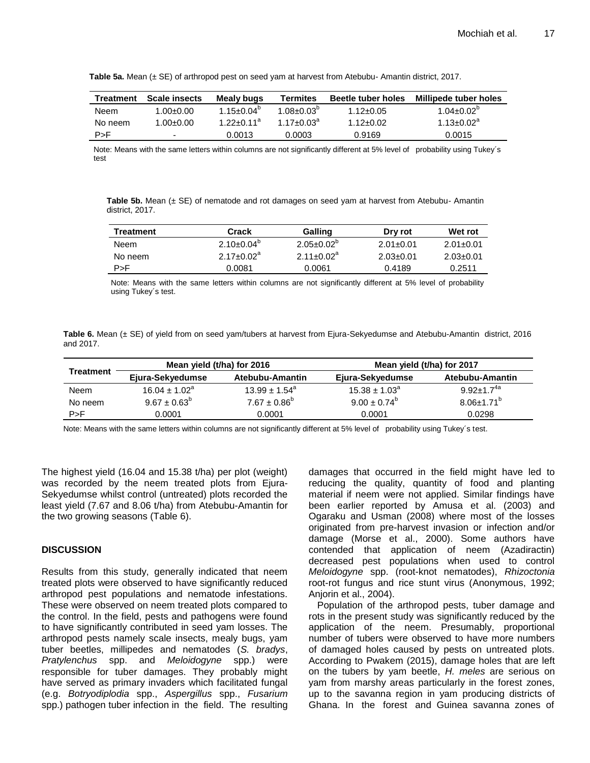**Table 5a.** Mean (± SE) of arthropod pest on seed yam at harvest from Atebubu- Amantin district, 2017.

| Treatment | Scale insects | Mealy bugs | Termites | Beetle tuber holes | Millipede tuber holes |
|---|---|---|---|---|---|
| Neem | 1.00±0.00 | 1.15±0.04[b] | 1.08±0.03[b] | 1.12±0.05 | 1.04±0.02[b] |
| No neem | 1.00±0.00 | 1.22±0.11[a] | 1.17±0.03[a] | 1.12±0.02 | 1.13±0.02[a] |
| P>F | - | 0.0013 | 0.0003 | 0.9169 | 0.0015 |

Note: Means with the same letters within columns are not significantly different at 5% level of probability using Tukey´s test

**Table 5b.** Mean (± SE) of nematode and rot damages on seed yam at harvest from Atebubu- Amantin district, 2017.

| Treatment | Crack | Galling | Dry rot | Wet rot |
|---|---|---|---|---|
| Neem | 2.10±0.04[b] | 2.05±0.02[b] | 2.01±0.01 | 2.01±0.01 |
| No neem | 2.17±0.02[a] | 2.11±0.02[a] | 2.03±0.01 | 2.03±0.01 |
| P>F | 0.0081 | 0.0061 | 0.4189 | 0.2511 |

Note: Means with the same letters within columns are not significantly different at 5% level of probability using Tukey´s test.

**Table 6.** Mean (± SE) of yield from on seed yam/tubers at harvest from Ejura-Sekyedumse and Atebubu-Amantin district, 2016 and 2017.

| Treatment | Mean yield (t/ha) for 2016 | | Mean yield (t/ha) for 2017 | |
|---|---|---|---|---|
| | Ejura-Sekyedumse | Atebubu-Amantin | Ejura-Sekyedumse | Atebubu-Amantin |
| Neem | 16.04 ± 1.02[a] | 13.99 ± 1.54[a] | 15.38 ± 1.03[a] | 9.92±1.7[4a] |
| No neem | 9.67 ± 0.63[b] | 7.67 ± 0.86[b] | 9.00 ± 0.74[b] | 8.06±1.71[b] |
| P>F | 0.0001 | 0.0001 | 0.0001 | 0.0298 |

Note: Means with the same letters within columns are not significantly different at 5% level of probability using Tukey´s test.

The highest yield (16.04 and 15.38 t/ha) per plot (weight) was recorded by the neem treated plots from Ejura-Sekyedumse whilst control (untreated) plots recorded the least yield (7.67 and 8.06 t/ha) from Atebubu-Amantin for the two growing seasons (Table 6).

## DISCUSSION

Results from this study, generally indicated that neem treated plots were observed to have significantly reduced arthropod pest populations and nematode infestations. These were observed on neem treated plots compared to the control. In the field, pests and pathogens were found to have significantly contributed in seed yam losses. The arthropod pests namely scale insects, mealy bugs, yam tuber beetles, millipedes and nematodes (*S. bradys*, *Pratylenchus* spp. and *Meloidogyne* spp.) were responsible for tuber damages. They probably might have served as primary invaders which facilitated fungal (e.g. *Botryodiplodia* spp., *Aspergillus* spp., *Fusarium* spp.) pathogen tuber infection in the field. The resulting damages that occurred in the field might have led to reducing the quality, quantity of food and planting material if neem were not applied. Similar findings have been earlier reported by Amusa et al. (2003) and Ogaraku and Usman (2008) where most of the losses originated from pre-harvest invasion or infection and/or damage (Morse et al., 2000). Some authors have contended that application of neem (Azadiractin) decreased pest populations when used to control *Meloidogyne* spp. (root-knot nematodes), *Rhizoctonia* root-rot fungus and rice stunt virus (Anonymous, 1992; Anjorin et al., 2004).

Population of the arthropod pests, tuber damage and rots in the present study was significantly reduced by the application of the neem. Presumably, proportional number of tubers were observed to have more numbers of damaged holes caused by pests on untreated plots. According to Pwakem (2015), damage holes that are left on the tubers by yam beetle, *H. meles* are serious on yam from marshy areas particularly in the forest zones, up to the savanna region in yam producing districts of Ghana. In the forest and Guinea savanna zones of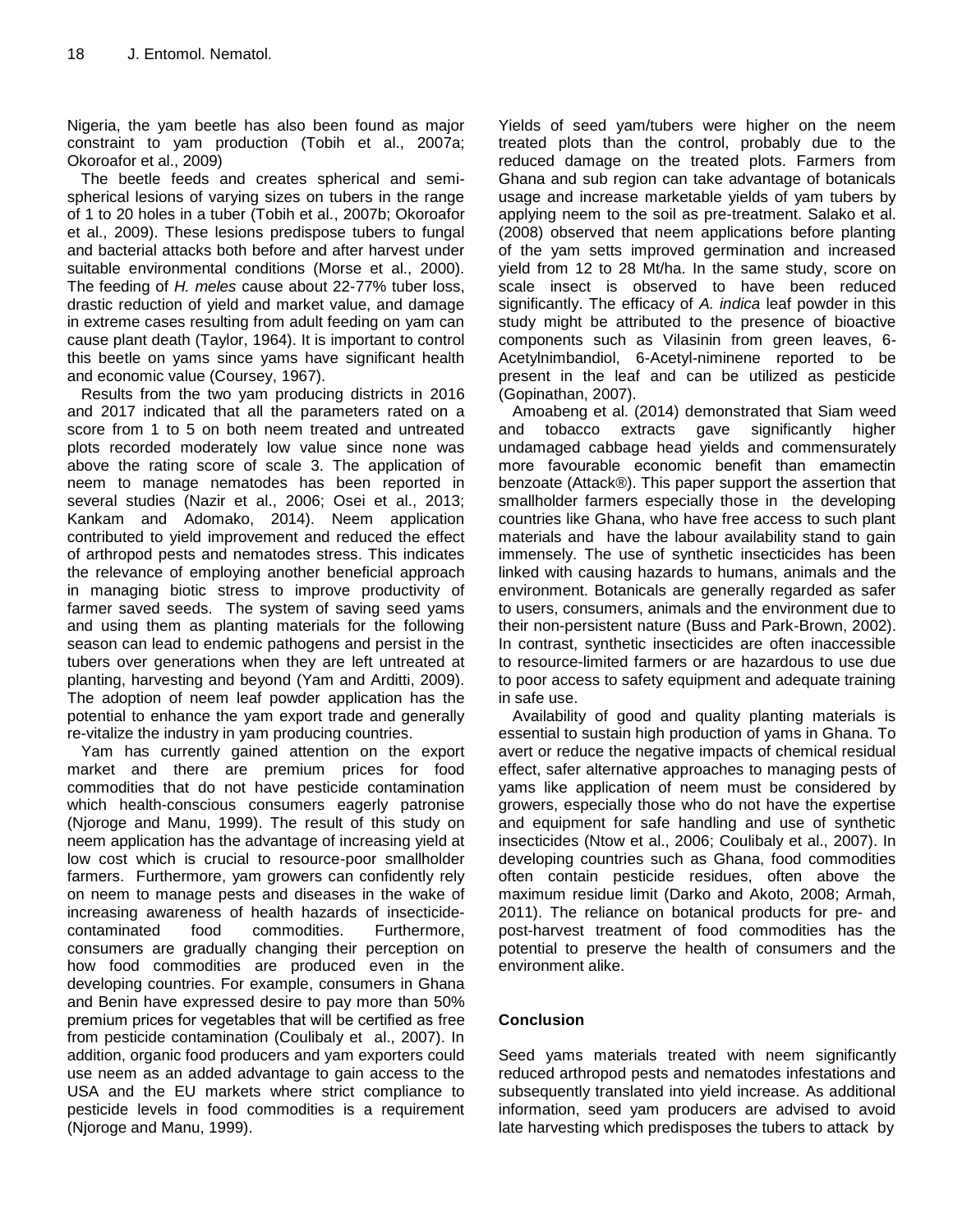Nigeria, the yam beetle has also been found as major constraint to yam production (Tobih et al., 2007a; Okoroafor et al., 2009)

The beetle feeds and creates spherical and semi-spherical lesions of varying sizes on tubers in the range of 1 to 20 holes in a tuber (Tobih et al., 2007b; Okoroafor et al., 2009). These lesions predispose tubers to fungal and bacterial attacks both before and after harvest under suitable environmental conditions (Morse et al., 2000). The feeding of *H. meles* cause about 22-77% tuber loss, drastic reduction of yield and market value, and damage in extreme cases resulting from adult feeding on yam can cause plant death (Taylor, 1964). It is important to control this beetle on yams since yams have significant health and economic value (Coursey, 1967).

Results from the two yam producing districts in 2016 and 2017 indicated that all the parameters rated on a score from 1 to 5 on both neem treated and untreated plots recorded moderately low value since none was above the rating score of scale 3. The application of neem to manage nematodes has been reported in several studies (Nazir et al., 2006; Osei et al., 2013; Kankam and Adomako, 2014). Neem application contributed to yield improvement and reduced the effect of arthropod pests and nematodes stress. This indicates the relevance of employing another beneficial approach in managing biotic stress to improve productivity of farmer saved seeds. The system of saving seed yams and using them as planting materials for the following season can lead to endemic pathogens and persist in the tubers over generations when they are left untreated at planting, harvesting and beyond (Yam and Arditti, 2009). The adoption of neem leaf powder application has the potential to enhance the yam export trade and generally re-vitalize the industry in yam producing countries.

Yam has currently gained attention on the export market and there are premium prices for food commodities that do not have pesticide contamination which health-conscious consumers eagerly patronise (Njoroge and Manu, 1999). The result of this study on neem application has the advantage of increasing yield at low cost which is crucial to resource-poor smallholder farmers. Furthermore, yam growers can confidently rely on neem to manage pests and diseases in the wake of increasing awareness of health hazards of insecticide-contaminated food commodities. Furthermore, consumers are gradually changing their perception on how food commodities are produced even in the developing countries. For example, consumers in Ghana and Benin have expressed desire to pay more than 50% premium prices for vegetables that will be certified as free from pesticide contamination (Coulibaly et al., 2007). In addition, organic food producers and yam exporters could use neem as an added advantage to gain access to the USA and the EU markets where strict compliance to pesticide levels in food commodities is a requirement (Njoroge and Manu, 1999).

Yields of seed yam/tubers were higher on the neem treated plots than the control, probably due to the reduced damage on the treated plots. Farmers from Ghana and sub region can take advantage of botanicals usage and increase marketable yields of yam tubers by applying neem to the soil as pre-treatment. Salako et al. (2008) observed that neem applications before planting of the yam setts improved germination and increased yield from 12 to 28 Mt/ha. In the same study, score on scale insect is observed to have been reduced significantly. The efficacy of *A. indica* leaf powder in this study might be attributed to the presence of bioactive components such as Vilasinin from green leaves, 6-Acetylnimbandiol, 6-Acetyl-niminene reported to be present in the leaf and can be utilized as pesticide (Gopinathan, 2007).

Amoabeng et al. (2014) demonstrated that Siam weed and tobacco extracts gave significantly higher undamaged cabbage head yields and commensurately more favourable economic benefit than emamectin benzoate (Attack®). This paper support the assertion that smallholder farmers especially those in the developing countries like Ghana, who have free access to such plant materials and have the labour availability stand to gain immensely. The use of synthetic insecticides has been linked with causing hazards to humans, animals and the environment. Botanicals are generally regarded as safer to users, consumers, animals and the environment due to their non-persistent nature (Buss and Park-Brown, 2002). In contrast, synthetic insecticides are often inaccessible to resource-limited farmers or are hazardous to use due to poor access to safety equipment and adequate training in safe use.

Availability of good and quality planting materials is essential to sustain high production of yams in Ghana. To avert or reduce the negative impacts of chemical residual effect, safer alternative approaches to managing pests of yams like application of neem must be considered by growers, especially those who do not have the expertise and equipment for safe handling and use of synthetic insecticides (Ntow et al., 2006; Coulibaly et al., 2007). In developing countries such as Ghana, food commodities often contain pesticide residues, often above the maximum residue limit (Darko and Akoto, 2008; Armah, 2011). The reliance on botanical products for pre- and post-harvest treatment of food commodities has the potential to preserve the health of consumers and the environment alike.

## Conclusion

Seed yams materials treated with neem significantly reduced arthropod pests and nematodes infestations and subsequently translated into yield increase. As additional information, seed yam producers are advised to avoid late harvesting which predisposes the tubers to attack by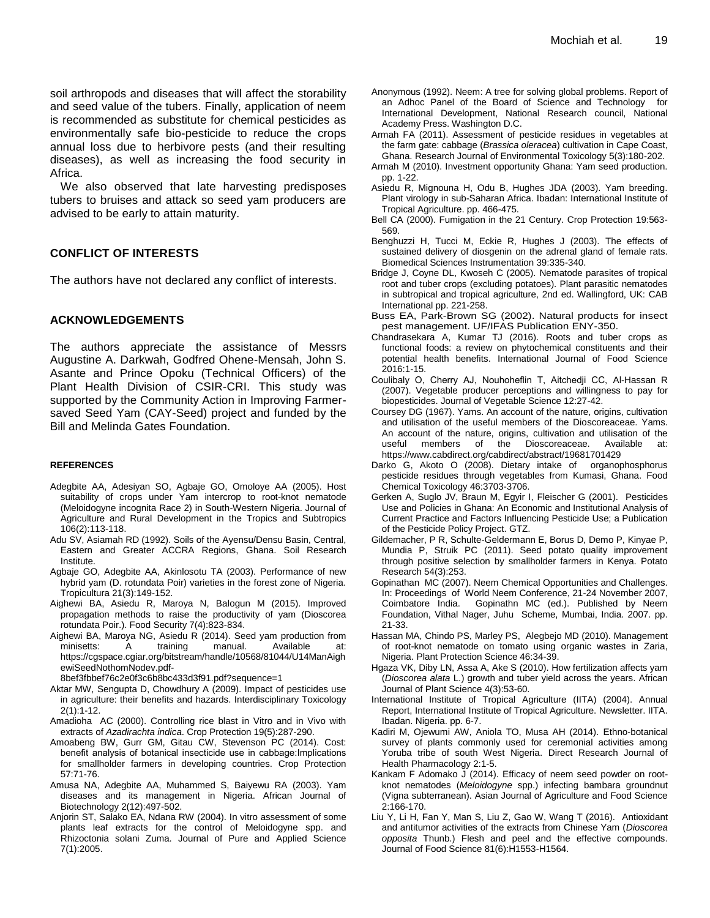soil arthropods and diseases that will affect the storability and seed value of the tubers. Finally, application of neem is recommended as substitute for chemical pesticides as environmentally safe bio-pesticide to reduce the crops annual loss due to herbivore pests (and their resulting diseases), as well as increasing the food security in Africa.

We also observed that late harvesting predisposes tubers to bruises and attack so seed yam producers are advised to be early to attain maturity.

## CONFLICT OF INTERESTS

The authors have not declared any conflict of interests.

## ACKNOWLEDGEMENTS

The authors appreciate the assistance of Messrs Augustine A. Darkwah, Godfred Ohene-Mensah, John S. Asante and Prince Opoku (Technical Officers) of the Plant Health Division of CSIR-CRI. This study was supported by the Community Action in Improving Farmer-saved Seed Yam (CAY-Seed) project and funded by the Bill and Melinda Gates Foundation.

## REFERENCES

Adegbite AA, Adesiyan SO, Agbaje GO, Omoloye AA (2005). Host suitability of crops under Yam intercrop to root-knot nematode (Meloidogyne incognita Race 2) in South-Western Nigeria. Journal of Agriculture and Rural Development in the Tropics and Subtropics 106(2):113-118.

Adu SV, Asiamah RD (1992). Soils of the Ayensu/Densu Basin, Central, Eastern and Greater ACCRA Regions, Ghana. Soil Research Institute.

Agbaje GO, Adegbite AA, Akinlosotu TA (2003). Performance of new hybrid yam (D. rotundata Poir) varieties in the forest zone of Nigeria. Tropicultura 21(3):149-152.

Aighewi BA, Asiedu R, Maroya N, Balogun M (2015). Improved propagation methods to raise the productivity of yam (Dioscorea rotundata Poir.). Food Security 7(4):823-834.

Aighewi BA, Maroya NG, Asiedu R (2014). Seed yam production from minisetts: A training manual. Available at: https://cgspace.cgiar.org/bitstream/handle/10568/81044/U14ManAighewiSeedNothomNodev.pdf-8bef3fbbef76c2e0f3c6b8bc433d3f91.pdf?sequence=1

Aktar MW, Sengupta D, Chowdhury A (2009). Impact of pesticides use in agriculture: their benefits and hazards. Interdisciplinary Toxicology 2(1):1-12.

Amadioha AC (2000). Controlling rice blast in Vitro and in Vivo with extracts of *Azadirachta indica*. Crop Protection 19(5):287-290.

Amoabeng BW, Gurr GM, Gitau CW, Stevenson PC (2014). Cost: benefit analysis of botanical insecticide use in cabbage:Implications for smallholder farmers in developing countries. Crop Protection 57:71-76.

Amusa NA, Adegbite AA, Muhammed S, Baiyewu RA (2003). Yam diseases and its management in Nigeria. African Journal of Biotechnology 2(12):497-502.

Anjorin ST, Salako EA, Ndana RW (2004). In vitro assessment of some plants leaf extracts for the control of Meloidogyne spp. and Rhizoctonia solani Zuma. Journal of Pure and Applied Science 7(1):2005.

Anonymous (1992). Neem: A tree for solving global problems. Report of an Adhoc Panel of the Board of Science and Technology for International Development, National Research council, National Academy Press. Washington D.C.

Armah FA (2011). Assessment of pesticide residues in vegetables at the farm gate: cabbage (*Brassica oleracea*) cultivation in Cape Coast, Ghana. Research Journal of Environmental Toxicology 5(3):180-202.

Armah M (2010). Investment opportunity Ghana: Yam seed production. pp. 1-22.

Asiedu R, Mignouna H, Odu B, Hughes JDA (2003). Yam breeding. Plant virology in sub-Saharan Africa. Ibadan: International Institute of Tropical Agriculture. pp. 466-475.

Bell CA (2000). Fumigation in the 21 Century. Crop Protection 19:563-569.

Benghuzzi H, Tucci M, Eckie R, Hughes J (2003). The effects of sustained delivery of diosgenin on the adrenal gland of female rats. Biomedical Sciences Instrumentation 39:335-340.

Bridge J, Coyne DL, Kwoseh C (2005). Nematode parasites of tropical root and tuber crops (excluding potatoes). Plant parasitic nematodes in subtropical and tropical agriculture, 2nd ed. Wallingford, UK: CAB International pp. 221-258.

Buss EA, Park-Brown SG (2002). Natural products for insect pest management. UF/IFAS Publication ENY-350.

Chandrasekara A, Kumar TJ (2016). Roots and tuber crops as functional foods: a review on phytochemical constituents and their potential health benefits. International Journal of Food Science 2016:1-15.

Coulibaly O, Cherry AJ, Nouhoheflin T, Aitchedji CC, Al-Hassan R (2007). Vegetable producer perceptions and willingness to pay for biopesticides. Journal of Vegetable Science 12:27-42.

Coursey DG (1967). Yams. An account of the nature, origins, cultivation and utilisation of the useful members of the Dioscoreaceae. Yams. An account of the nature, origins, cultivation and utilisation of the useful members of the Dioscoreaceae. Available at: https://www.cabdirect.org/cabdirect/abstract/19681701429

Darko G, Akoto O (2008). Dietary intake of organophosphorus pesticide residues through vegetables from Kumasi, Ghana. Food Chemical Toxicology 46:3703-3706.

Gerken A, Suglo JV, Braun M, Egyir I, Fleischer G (2001). Pesticides Use and Policies in Ghana: An Economic and Institutional Analysis of Current Practice and Factors Influencing Pesticide Use; a Publication of the Pesticide Policy Project. GTZ.

Gildemacher, P R, Schulte-Geldermann E, Borus D, Demo P, Kinyae P, Mundia P, Struik PC (2011). Seed potato quality improvement through positive selection by smallholder farmers in Kenya. Potato Research 54(3):253.

Gopinathan MC (2007). Neem Chemical Opportunities and Challenges. In: Proceedings of World Neem Conference, 21-24 November 2007, Coimbatore India. Gopinathn MC (ed.). Published by Neem Foundation, Vithal Nager, Juhu Scheme, Mumbai, India. 2007. pp. 21-33.

Hassan MA, Chindo PS, Marley PS, Alegbejo MD (2010). Management of root-knot nematode on tomato using organic wastes in Zaria, Nigeria. Plant Protection Science 46:34-39.

Hgaza VK, Diby LN, Assa A, Ake S (2010). How fertilization affects yam (*Dioscorea alata* L.) growth and tuber yield across the years. African Journal of Plant Science 4(3):53-60.

International Institute of Tropical Agriculture (IITA) (2004). Annual Report, International Institute of Tropical Agriculture. Newsletter. IITA. Ibadan. Nigeria. pp. 6-7.

Kadiri M, Ojewumi AW, Aniola TO, Musa AH (2014). Ethno-botanical survey of plants commonly used for ceremonial activities among Yoruba tribe of south West Nigeria. Direct Research Journal of Health Pharmacology 2:1-5.

Kankam F Adomako J (2014). Efficacy of neem seed powder on root-knot nematodes (*Meloidogyne* spp.) infecting bambara groundnut (Vigna subterranean). Asian Journal of Agriculture and Food Science 2:166-170.

Liu Y, Li H, Fan Y, Man S, Liu Z, Gao W, Wang T (2016). Antioxidant and antitumor activities of the extracts from Chinese Yam (*Dioscorea opposita* Thunb.) Flesh and peel and the effective compounds. Journal of Food Science 81(6):H1553-H1564.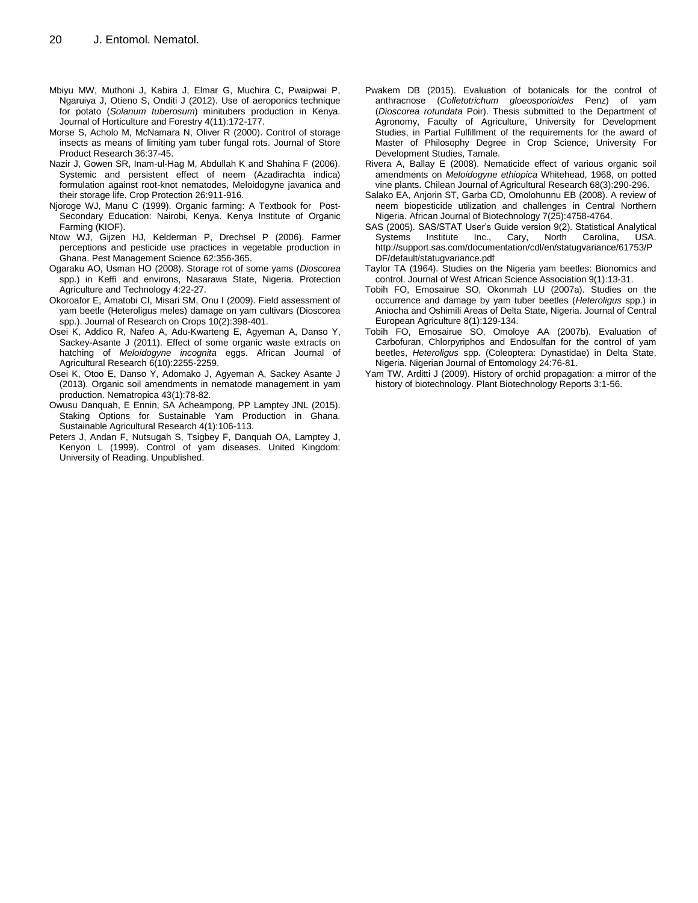Mbiyu MW, Muthoni J, Kabira J, Elmar G, Muchira C, Pwaipwai P, Ngaruiya J, Otieno S, Onditi J (2012). Use of aeroponics technique for potato (*Solanum tuberosum*) minitubers production in Kenya. Journal of Horticulture and Forestry 4(11):172-177.

Morse S, Acholo M, McNamara N, Oliver R (2000). Control of storage insects as means of limiting yam tuber fungal rots. Journal of Store Product Research 36:37-45.

Nazir J, Gowen SR, Inam-ul-Hag M, Abdullah K and Shahina F (2006). Systemic and persistent effect of neem (Azadirachta indica) formulation against root-knot nematodes, Meloidogyne javanica and their storage life. Crop Protection 26:911-916.

Njoroge WJ, Manu C (1999). Organic farming: A Textbook for Post-Secondary Education: Nairobi, Kenya. Kenya Institute of Organic Farming (KIOF).

Ntow WJ, Gijzen HJ, Kelderman P, Drechsel P (2006). Farmer perceptions and pesticide use practices in vegetable production in Ghana. Pest Management Science 62:356-365.

Ogaraku AO, Usman HO (2008). Storage rot of some yams (*Dioscorea* spp.) in Keffi and environs, Nasarawa State, Nigeria. Protection Agriculture and Technology 4:22-27.

Okoroafor E, Amatobi CI, Misari SM, Onu I (2009). Field assessment of yam beetle (Heteroligus meles) damage on yam cultivars (Dioscorea spp.). Journal of Research on Crops 10(2):398-401.

Osei K, Addico R, Nafeo A, Adu-Kwarteng E, Agyeman A, Danso Y, Sackey-Asante J (2011). Effect of some organic waste extracts on hatching of *Meloidogyne incognita* eggs. African Journal of Agricultural Research 6(10):2255-2259.

Osei K, Otoo E, Danso Y, Adomako J, Agyeman A, Sackey Asante J (2013). Organic soil amendments in nematode management in yam production. Nematropica 43(1):78-82.

Owusu Danquah, E Ennin, SA Acheampong, PP Lamptey JNL (2015). Staking Options for Sustainable Yam Production in Ghana. Sustainable Agricultural Research 4(1):106-113.

Peters J, Andan F, Nutsugah S, Tsigbey F, Danquah OA, Lamptey J, Kenyon L (1999). Control of yam diseases. United Kingdom: University of Reading. Unpublished.

Pwakem DB (2015). Evaluation of botanicals for the control of anthracnose (*Colletotrichum gloeosporioides* Penz) of yam (*Dioscorea rotundata* Poir). Thesis submitted to the Department of Agronomy, Faculty of Agriculture, University for Development Studies, in Partial Fulfillment of the requirements for the award of Master of Philosophy Degree in Crop Science, University For Development Studies, Tamale.

Rivera A, Ballay E (2008). Nematicide effect of various organic soil amendments on *Meloidogyne ethiopica* Whitehead, 1968, on potted vine plants. Chilean Journal of Agricultural Research 68(3):290-296.

Salako EA, Anjorin ST, Garba CD, Omolohunnu EB (2008). A review of neem biopesticide utilization and challenges in Central Northern Nigeria. African Journal of Biotechnology 7(25):4758-4764.

SAS (2005). SAS/STAT User's Guide version 9(2). Statistical Analytical Systems Institute Inc., Cary, North Carolina, USA. http://support.sas.com/documentation/cdl/en/statugvariance/61753/PDF/default/statugvariance.pdf

Taylor TA (1964). Studies on the Nigeria yam beetles: Bionomics and control. Journal of West African Science Association 9(1):13-31.

Tobih FO, Emosairue SO, Okonmah LU (2007a). Studies on the occurrence and damage by yam tuber beetles (*Heteroligus* spp.) in Aniocha and Oshimili Areas of Delta State, Nigeria. Journal of Central European Agriculture 8(1):129-134.

Tobih FO, Emosairue SO, Omoloye AA (2007b). Evaluation of Carbofuran, Chlorpyriphos and Endosulfan for the control of yam beetles, *Heteroligus* spp. (Coleoptera: Dynastidae) in Delta State, Nigeria. Nigerian Journal of Entomology 24:76-81.

Yam TW, Arditti J (2009). History of orchid propagation: a mirror of the history of biotechnology. Plant Biotechnology Reports 3:1-56.